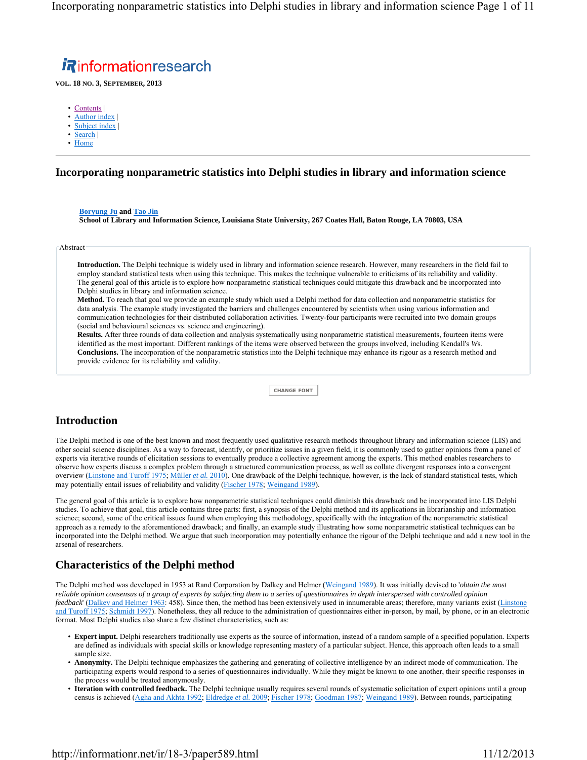informationresearch

**VOL. 18 NO. 3, SEPTEMBER, 2013**

- Contents |
- Author index |
- Subject index |
- Search |
- Home

# Incorporating nonparametric statistics into Delphi studies in library and information science

**Boryung Ju and Tao Jin**
**School of Library and Information Science, Louisiana State University, 267 Coates Hall, Baton Rouge, LA 70803, USA**

Abstract

**Introduction.** The Delphi technique is widely used in library and information science research. However, many researchers in the field fail to employ standard statistical tests when using this technique. This makes the technique vulnerable to criticisms of its reliability and validity. The general goal of this article is to explore how nonparametric statistical techniques could mitigate this drawback and be incorporated into Delphi studies in library and information science.
**Method.** To reach that goal we provide an example study which used a Delphi method for data collection and nonparametric statistics for data analysis. The example study investigated the barriers and challenges encountered by scientists when using various information and communication technologies for their distributed collaboration activities. Twenty-four participants were recruited into two domain groups (social and behavioural sciences vs. science and engineering).
**Results.** After three rounds of data collection and analysis systematically using nonparametric statistical measurements, fourteen items were identified as the most important. Different rankings of the items were observed between the groups involved, including Kendall's *W*s.
**Conclusions.** The incorporation of the nonparametric statistics into the Delphi technique may enhance its rigour as a research method and provide evidence for its reliability and validity.

CHANGE FONT

## Introduction

The Delphi method is one of the best known and most frequently used qualitative research methods throughout library and information science (LIS) and other social science disciplines. As a way to forecast, identify, or prioritize issues in a given field, it is commonly used to gather opinions from a panel of experts via iterative rounds of elicitation sessions to eventually produce a collective agreement among the experts. This method enables researchers to observe how experts discuss a complex problem through a structured communication process, as well as collate divergent responses into a convergent overview (Linstone and Turoff 1975; Müller *et al.* 2010). One drawback of the Delphi technique, however, is the lack of standard statistical tests, which may potentially entail issues of reliability and validity (Fischer 1978; Weingand 1989).

The general goal of this article is to explore how nonparametric statistical techniques could diminish this drawback and be incorporated into LIS Delphi studies. To achieve that goal, this article contains three parts: first, a synopsis of the Delphi method and its applications in librarianship and information science; second, some of the critical issues found when employing this methodology, specifically with the integration of the nonparametric statistical approach as a remedy to the aforementioned drawback; and finally, an example study illustrating how some nonparametric statistical techniques can be incorporated into the Delphi method. We argue that such incorporation may potentially enhance the rigour of the Delphi technique and add a new tool in the arsenal of researchers.

## Characteristics of the Delphi method

The Delphi method was developed in 1953 at Rand Corporation by Dalkey and Helmer (Weingand 1989). It was initially devised to '*obtain the most reliable opinion consensus of a group of experts by subjecting them to a series of questionnaires in depth interspersed with controlled opinion feedback*' (Dalkey and Helmer 1963: 458). Since then, the method has been extensively used in innumerable areas; therefore, many variants exist (Linstone and Turoff 1975; Schmidt 1997). Nonetheless, they all reduce to the administration of questionnaires either in-person, by mail, by phone, or in an electronic format. Most Delphi studies also share a few distinct characteristics, such as:

- **Expert input.** Delphi researchers traditionally use experts as the source of information, instead of a random sample of a specified population. Experts are defined as individuals with special skills or knowledge representing mastery of a particular subject. Hence, this approach often leads to a small sample size.
- **Anonymity.** The Delphi technique emphasizes the gathering and generating of collective intelligence by an indirect mode of communication. The participating experts would respond to a series of questionnaires individually. While they might be known to one another, their specific responses in the process would be treated anonymously.
- **Iteration with controlled feedback.** The Delphi technique usually requires several rounds of systematic solicitation of expert opinions until a group census is achieved (Agha and Akhta 1992; Eldredge *et al.* 2009; Fischer 1978; Goodman 1987; Weingand 1989). Between rounds, participating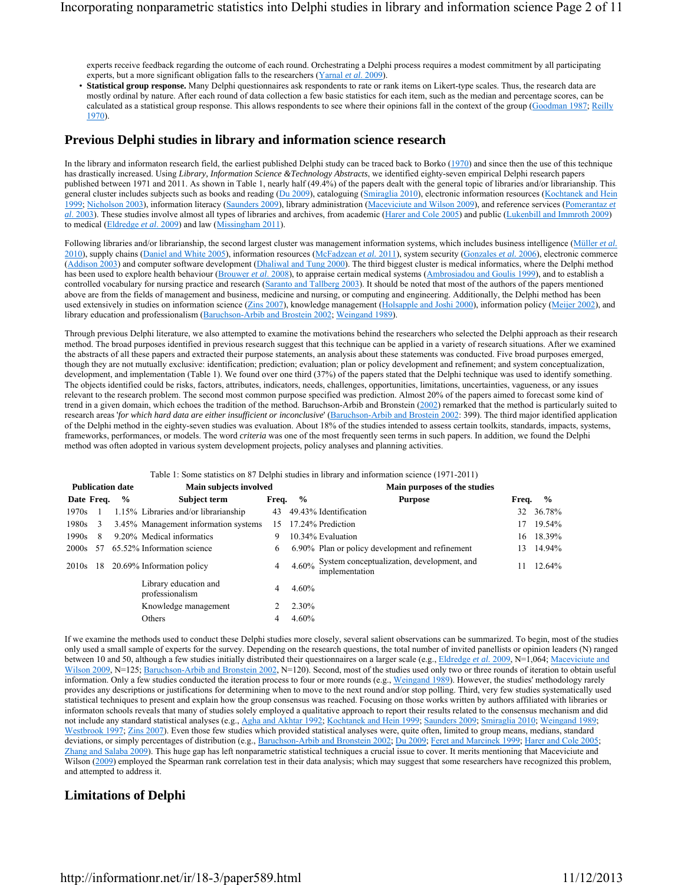experts receive feedback regarding the outcome of each round. Orchestrating a Delphi process requires a modest commitment by all participating experts, but a more significant obligation falls to the researchers (Yarnal *et al.* 2009).

- **Statistical group response.** Many Delphi questionnaires ask respondents to rate or rank items on Likert-type scales. Thus, the research data are mostly ordinal by nature. After each round of data collection a few basic statistics for each item, such as the median and percentage scores, can be calculated as a statistical group response. This allows respondents to see where their opinions fall in the context of the group (Goodman 1987; Reilly 1970).

## Previous Delphi studies in library and information science research

In the library and informaton research field, the earliest published Delphi study can be traced back to Borko (1970) and since then the use of this technique has drastically increased. Using *Library, Information Science &Technology Abstracts*, we identified eighty-seven empirical Delphi research papers published between 1971 and 2011. As shown in Table 1, nearly half (49.4%) of the papers dealt with the general topic of libraries and/or librarianship. This general cluster includes subjects such as books and reading (Du 2009), cataloguing (Smiraglia 2010), electronic information resources (Kochtanek and Hein 1999; Nicholson 2003), information literacy (Saunders 2009), library administration (Maceviciute and Wilson 2009), and reference services (Pomerantz *et al.* 2003). These studies involve almost all types of libraries and archives, from academic (Harer and Cole 2005) and public (Lukenbill and Immroth 2009) to medical (Eldredge *et al.* 2009) and law (Missingham 2011).

Following libraries and/or librarianship, the second largest cluster was management information systems, which includes business intelligence (Müller *et al.* 2010), supply chains (Daniel and White 2005), information resources (McFadzean *et al.* 2011), system security (Gonzales *et al.* 2006), electronic commerce (Addison 2003) and computer software development (Dhaliwal and Tung 2000). The third biggest cluster is medical informatics, where the Delphi method has been used to explore health behaviour (Brouwer *et al.* 2008), to appraise certain medical systems (Ambrosiadou and Goulis 1999), and to establish a controlled vocabulary for nursing practice and research (Saranto and Tallberg 2003). It should be noted that most of the authors of the papers mentioned above are from the fields of management and business, medicine and nursing, or computing and engineering. Additionally, the Delphi method has been used extensively in studies on information science (Zins 2007), knowledge management (Holsapple and Joshi 2000), information policy (Meijer 2002), and library education and professionalism (Baruchson-Arbib and Brostein 2002; Weingand 1989).

Through previous Delphi literature, we also attempted to examine the motivations behind the researchers who selected the Delphi approach as their research method. The broad purposes identified in previous research suggest that this technique can be applied in a variety of research situations. After we examined the abstracts of all these papers and extracted their purpose statements, an analysis about these statements was conducted. Five broad purposes emerged, though they are not mutually exclusive: identification; prediction; evaluation; plan or policy development and refinement; and system conceptualization, development, and implementation (Table 1). We found over one third (37%) of the papers stated that the Delphi technique was used to identify something. The objects identified could be risks, factors, attributes, indicators, needs, challenges, opportunities, limitations, uncertainties, vagueness, or any issues relevant to the research problem. The second most common purpose specified was prediction. Almost 20% of the papers aimed to forecast some kind of trend in a given domain, which echoes the tradition of the method. Baruchson-Arbib and Bronstein (2002) remarked that the method is particularly suited to research areas '*for which hard data are either insufficient or inconclusive*' (Baruchson-Arbib and Brostein 2002: 399). The third major identified application of the Delphi method in the eighty-seven studies was evaluation. About 18% of the studies intended to assess certain toolkits, standards, impacts, systems, frameworks, performances, or models. The word *criteria* was one of the most frequently seen terms in such papers. In addition, we found the Delphi method was often adopted in various system development projects, policy analyses and planning activities.

Table 1: Some statistics on 87 Delphi studies in library and information science (1971-2011)

| Publication date | | | Main subjects involved | | | Main purposes of the studies | | |
|---|---|---|---|---|---|---|---|---|
| **Date** | **Freq.** | **%** | **Subject term** | **Freq.** | **%** | **Purpose** | **Freq.** | **%** |
| 1970s | 1 | 1.15% | Libraries and/or librarianship | 43 | 49.43% | Identification | 32 | 36.78% |
| 1980s | 3 | 3.45% | Management information systems | 15 | 17.24% | Prediction | 17 | 19.54% |
| 1990s | 8 | 9.20% | Medical informatics | 9 | 10.34% | Evaluation | 16 | 18.39% |
| 2000s | 57 | 65.52% | Information science | 6 | 6.90% | Plan or policy development and refinement | 13 | 14.94% |
| 2010s | 18 | 20.69% | Information policy | 4 | 4.60% | System conceptualization, development, and implementation | 11 | 12.64% |
| | | | Library education and professionalism | 4 | 4.60% | | | |
| | | | Knowledge management | 2 | 2.30% | | | |
| | | | Others | 4 | 4.60% | | | |

If we examine the methods used to conduct these Delphi studies more closely, several salient observations can be summarized. To begin, most of the studies only used a small sample of experts for the survey. Depending on the research questions, the total number of invited panellists or opinion leaders (N) ranged between 10 and 50, although a few studies initially distributed their questionnaires on a larger scale (e.g., Eldredge *et al.* 2009, N=1,064; Maceviciute and Wilson 2009, N=125; Baruchson-Arbib and Bronstein 2002, N=120). Second, most of the studies used only two or three rounds of iteration to obtain useful information. Only a few studies conducted the iteration process to four or more rounds (e.g., Weingand 1989). However, the studies' methodology rarely provides any descriptions or justifications for determining when to move to the next round and/or stop polling. Third, very few studies systematically used statistical techniques to present and explain how the group consensus was reached. Focusing on those works written by authors affiliated with libraries or informaton schools reveals that many of studies solely employed a qualitative approach to report their results related to the consensus mechanism and did not include any standard statistical analyses (e.g., Agha and Akhtar 1992; Kochtanek and Hein 1999; Saunders 2009; Smiraglia 2010; Weingand 1989; Westbrook 1997; Zins 2007). Even those few studies which provided statistical analyses were, quite often, limited to group means, medians, standard deviations, or simply percentages of distribution (e.g., Baruchson-Arbib and Bronstein 2002; Du 2009; Feret and Marcinek 1999; Harer and Cole 2005; Zhang and Salaba 2009). This huge gap has left nonparametric statistical techniques a crucial issue to cover. It merits mentioning that Maceviciute and Wilson (2009) employed the Spearman rank correlation test in their data analysis; which may suggest that some researchers have recognized this problem, and attempted to address it.

## Limitations of Delphi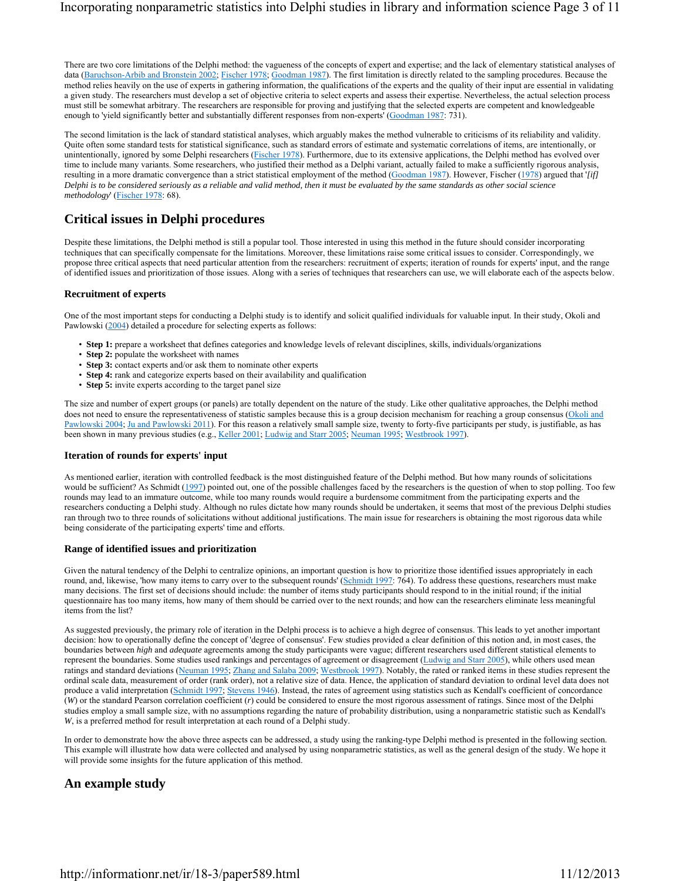There are two core limitations of the Delphi method: the vagueness of the concepts of expert and expertise; and the lack of elementary statistical analyses of data (Baruchson-Arbib and Bronstein 2002; Fischer 1978; Goodman 1987). The first limitation is directly related to the sampling procedures. Because the method relies heavily on the use of experts in gathering information, the qualifications of the experts and the quality of their input are essential in validating a given study. The researchers must develop a set of objective criteria to select experts and assess their expertise. Nevertheless, the actual selection process must still be somewhat arbitrary. The researchers are responsible for proving and justifying that the selected experts are competent and knowledgeable enough to 'yield significantly better and substantially different responses from non-experts' (Goodman 1987: 731).

The second limitation is the lack of standard statistical analyses, which arguably makes the method vulnerable to criticisms of its reliability and validity. Quite often some standard tests for statistical significance, such as standard errors of estimate and systematic correlations of items, are intentionally, or unintentionally, ignored by some Delphi researchers (Fischer 1978). Furthermore, due to its extensive applications, the Delphi method has evolved over time to include many variants. Some researchers, who justified their method as a Delphi variant, actually failed to make a sufficiently rigorous analysis, resulting in a more dramatic convergence than a strict statistical employment of the method (Goodman 1987). However, Fischer (1978) argued that '*[if] Delphi is to be considered seriously as a reliable and valid method, then it must be evaluated by the same standards as other social science methodology*' (Fischer 1978: 68).

## Critical issues in Delphi procedures

Despite these limitations, the Delphi method is still a popular tool. Those interested in using this method in the future should consider incorporating techniques that can specifically compensate for the limitations. Moreover, these limitations raise some critical issues to consider. Correspondingly, we propose three critical aspects that need particular attention from the researchers: recruitment of experts; iteration of rounds for experts' input, and the range of identified issues and prioritization of those issues. Along with a series of techniques that researchers can use, we will elaborate each of the aspects below.

### Recruitment of experts

One of the most important steps for conducting a Delphi study is to identify and solicit qualified individuals for valuable input. In their study, Okoli and Pawlowski (2004) detailed a procedure for selecting experts as follows:

- **Step 1:** prepare a worksheet that defines categories and knowledge levels of relevant disciplines, skills, individuals/organizations
- **Step 2:** populate the worksheet with names
- **Step 3:** contact experts and/or ask them to nominate other experts
- **Step 4:** rank and categorize experts based on their availability and qualification
- **Step 5:** invite experts according to the target panel size

The size and number of expert groups (or panels) are totally dependent on the nature of the study. Like other qualitative approaches, the Delphi method does not need to ensure the representativeness of statistic samples because this is a group decision mechanism for reaching a group consensus (Okoli and Pawlowski 2004; Ju and Pawlowski 2011). For this reason a relatively small sample size, twenty to forty-five participants per study, is justifiable, as has been shown in many previous studies (e.g., Keller 2001; Ludwig and Starr 2005; Neuman 1995; Westbrook 1997).

### Iteration of rounds for experts' input

As mentioned earlier, iteration with controlled feedback is the most distinguished feature of the Delphi method. But how many rounds of solicitations would be sufficient? As Schmidt (1997) pointed out, one of the possible challenges faced by the researchers is the question of when to stop polling. Too few rounds may lead to an immature outcome, while too many rounds would require a burdensome commitment from the participating experts and the researchers conducting a Delphi study. Although no rules dictate how many rounds should be undertaken, it seems that most of the previous Delphi studies ran through two to three rounds of solicitations without additional justifications. The main issue for researchers is obtaining the most rigorous data while being considerate of the participating experts' time and efforts.

### Range of identified issues and prioritization

Given the natural tendency of the Delphi to centralize opinions, an important question is how to prioritize those identified issues appropriately in each round, and, likewise, 'how many items to carry over to the subsequent rounds' (Schmidt 1997: 764). To address these questions, researchers must make many decisions. The first set of decisions should include: the number of items study participants should respond to in the initial round; if the initial questionnaire has too many items, how many of them should be carried over to the next rounds; and how can the researchers eliminate less meaningful items from the list?

As suggested previously, the primary role of iteration in the Delphi process is to achieve a high degree of consensus. This leads to yet another important decision: how to operationally define the concept of 'degree of consensus'. Few studies provided a clear definition of this notion and, in most cases, the boundaries between *high* and *adequate* agreements among the study participants were vague; different researchers used different statistical elements to represent the boundaries. Some studies used rankings and percentages of agreement or disagreement (Ludwig and Starr 2005), while others used mean ratings and standard deviations (Neuman 1995; Zhang and Salaba 2009; Westbrook 1997). Notably, the rated or ranked items in these studies represent the ordinal scale data, measurement of order (rank order), not a relative size of data. Hence, the application of standard deviation to ordinal level data does not produce a valid interpretation (Schmidt 1997; Stevens 1946). Instead, the rates of agreement using statistics such as Kendall's coefficient of concordance ($W$) or the standard Pearson correlation coefficient ($r$) could be considered to ensure the most rigorous assessment of ratings. Since most of the Delphi studies employ a small sample size, with no assumptions regarding the nature of probability distribution, using a nonparametric statistic such as Kendall's $W$, is a preferred method for result interpretation at each round of a Delphi study.

In order to demonstrate how the above three aspects can be addressed, a study using the ranking-type Delphi method is presented in the following section. This example will illustrate how data were collected and analysed by using nonparametric statistics, as well as the general design of the study. We hope it will provide some insights for the future application of this method.

## An example study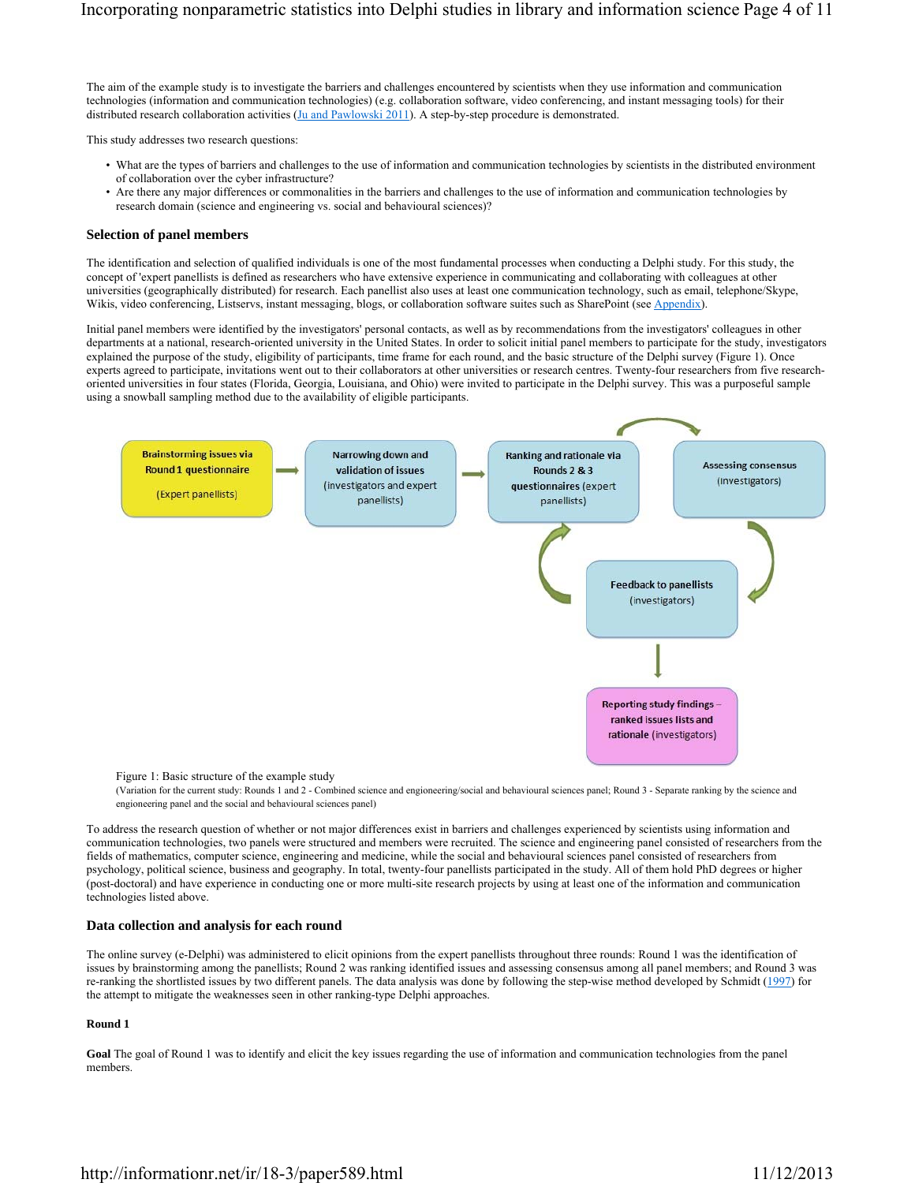The aim of the example study is to investigate the barriers and challenges encountered by scientists when they use information and communication technologies (information and communication technologies) (e.g. collaboration software, video conferencing, and instant messaging tools) for their distributed research collaboration activities (Ju and Pawlowski 2011). A step-by-step procedure is demonstrated.

This study addresses two research questions:

- What are the types of barriers and challenges to the use of information and communication technologies by scientists in the distributed environment of collaboration over the cyber infrastructure?
- Are there any major differences or commonalities in the barriers and challenges to the use of information and communication technologies by research domain (science and engineering vs. social and behavioural sciences)?

### Selection of panel members

The identification and selection of qualified individuals is one of the most fundamental processes when conducting a Delphi study. For this study, the concept of 'expert panellists is defined as researchers who have extensive experience in communicating and collaborating with colleagues at other universities (geographically distributed) for research. Each panellist also uses at least one communication technology, such as email, telephone/Skype, Wikis, video conferencing, Listservs, instant messaging, blogs, or collaboration software suites such as SharePoint (see Appendix).

Initial panel members were identified by the investigators' personal contacts, as well as by recommendations from the investigators' colleagues in other departments at a national, research-oriented university in the United States. In order to solicit initial panel members to participate for the study, investigators explained the purpose of the study, eligibility of participants, time frame for each round, and the basic structure of the Delphi survey (Figure 1). Once experts agreed to participate, invitations went out to their collaborators at other universities or research centres. Twenty-four researchers from five research-oriented universities in four states (Florida, Georgia, Louisiana, and Ohio) were invited to participate in the Delphi survey. This was a purposeful sample using a snowball sampling method due to the availability of eligible participants.

Brainstorming issues via Round 1 questionnaire (Expert panellists) → Narrowing down and validation of issues (investigators and expert panellists) → Ranking and rationale via Rounds 2 & 3 questionnaires (expert panellists) → Assessing consensus (investigators) → Feedback to panellists (investigators) → Reporting study findings – ranked issues lists and rationale (investigators)

Figure 1: Basic structure of the example study
(Variation for the current study: Rounds 1 and 2 - Combined science and engineering/social and behavioural sciences panel; Round 3 - Separate ranking by the science and engineering panel and the social and behavioural sciences panel)

To address the research question of whether or not major differences exist in barriers and challenges experienced by scientists using information and communication technologies, two panels were structured and members were recruited. The science and engineering panel consisted of researchers from the fields of mathematics, computer science, engineering and medicine, while the social and behavioural sciences panel consisted of researchers from psychology, political science, business and geography. In total, twenty-four panellists participated in the study. All of them hold PhD degrees or higher (post-doctoral) and have experience in conducting one or more multi-site research projects by using at least one of the information and communication technologies listed above.

### Data collection and analysis for each round

The online survey (e-Delphi) was administered to elicit opinions from the expert panellists throughout three rounds: Round 1 was the identification of issues by brainstorming among the panellists; Round 2 was ranking identified issues and assessing consensus among all panel members; and Round 3 was re-ranking the shortlisted issues by two different panels. The data analysis was done by following the step-wise method developed by Schmidt (1997) for the attempt to mitigate the weaknesses seen in other ranking-type Delphi approaches.

#### Round 1

**Goal** The goal of Round 1 was to identify and elicit the key issues regarding the use of information and communication technologies from the panel members.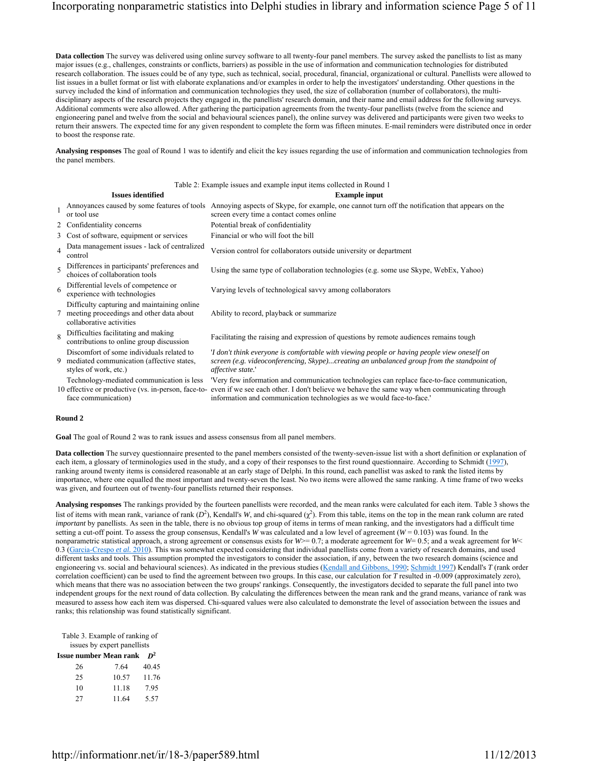**Data collection** The survey was delivered using online survey software to all twenty-four panel members. The survey asked the panellists to list as many major issues (e.g., challenges, constraints or conflicts, barriers) as possible in the use of information and communication technologies for distributed research collaboration. The issues could be of any type, such as technical, social, procedural, financial, organizational or cultural. Panellists were allowed to list issues in a bullet format or list with elaborate explanations and/or examples in order to help the investigators' understanding. Other questions in the survey included the kind of information and communication technologies they used, the size of collaboration (number of collaborators), the multi-disciplinary aspects of the research projects they engaged in, the panellists' research domain, and their name and email address for the following surveys. Additional comments were also allowed. After gathering the participation agreements from the twenty-four panellists (twelve from the science and engioneering panel and twelve from the social and behavioural sciences panel), the online survey was delivered and participants were given two weeks to return their answers. The expected time for any given respondent to complete the form was fifteen minutes. E-mail reminders were distributed once in order to boost the response rate.

**Analysing responses** The goal of Round 1 was to identify and elicit the key issues regarding the use of information and communication technologies from the panel members.

Table 2: Example issues and example input items collected in Round 1

| | Issues identified | Example input |
|---|---|---|
| 1 | Annoyances caused by some features of tools or tool use | Annoying aspects of Skype, for example, one cannot turn off the notification that appears on the screen every time a contact comes online |
| 2 | Confidentiality concerns | Potential break of confidentiality |
| 3 | Cost of software, equipment or services | Financial or who will foot the bill |
| 4 | Data management issues - lack of centralized control | Version control for collaborators outside university or department |
| 5 | Differences in participants' preferences and choices of collaboration tools | Using the same type of collaboration technologies (e.g. some use Skype, WebEx, Yahoo) |
| 6 | Differential levels of competence or experience with technologies | Varying levels of technological savvy among collaborators |
| 7 | Difficulty capturing and maintaining online meeting proceedings and other data about collaborative activities | Ability to record, playback or summarize |
| 8 | Difficulties facilitating and making contributions to online group discussion | Facilitating the raising and expression of questions by remote audiences remains tough |
| 9 | Discomfort of some individuals related to mediated communication (affective states, styles of work, etc.) | '*I don't think everyone is comfortable with viewing people or having people view oneself on screen (e.g. videoconferencing, Skype)...creating an unbalanced group from the standpoint of affective state.*' |
| 10 | Technology-mediated communication is less effective or productive (vs. in-person, face-to-face communication) | 'Very few information and communication technologies can replace face-to-face communication, even if we see each other. I don't believe we behave the same way when communicating through information and communication technologies as we would face-to-face.' |

**Round 2**

**Goal** The goal of Round 2 was to rank issues and assess consensus from all panel members.

**Data collection** The survey questionnaire presented to the panel members consisted of the twenty-seven-issue list with a short definition or explanation of each item, a glossary of terminologies used in the study, and a copy of their responses to the first round questionnaire. According to Schmidt (1997), ranking around twenty items is considered reasonable at an early stage of Delphi. In this round, each panellist was asked to rank the listed items by importance, where one equalled the most important and twenty-seven the least. No two items were allowed the same ranking. A time frame of two weeks was given, and fourteen out of twenty-four panellists returned their responses.

**Analysing responses** The rankings provided by the fourteen panellists were recorded, and the mean ranks were calculated for each item. Table 3 shows the list of items with mean rank, variance of rank ($D^2$), Kendall's *W*, and chi-squared ($\chi^2$). From this table, items on the top in the mean rank column are rated *important* by panellists. As seen in the table, there is no obvious top group of items in terms of mean ranking, and the investigators had a difficult time setting a cut-off point. To assess the group consensus, Kendall's *W* was calculated and a low level of agreement ($W = 0.103$) was found. In the nonparametric statistical approach, a strong agreement or consensus exists for $W >= 0.7$; a moderate agreement for $W = 0.5$; and a weak agreement for $W < 0.3$ (Garcia-Crespo *et al.* 2010). This was somewhat expected considering that individual panellists come from a variety of research domains, and used different tasks and tools. This assumption prompted the investigators to consider the association, if any, between the two research domains (science and engineering vs. social and behavioural sciences). As indicated in the previous studies (Kendall and Gibbons, 1990; Schmidt 1997) Kendall's *T* (rank order correlation coefficient) can be used to find the agreement between two groups. In this case, our calculation for *T* resulted in -0.009 (approximately zero), which means that there was no association between the two groups' rankings. Consequently, the investigators decided to separate the full panel into two independent groups for the next round of data collection. By calculating the differences between the mean rank and the grand means, variance of rank was measured to assess how each item was dispersed. Chi-squared values were also calculated to demonstrate the level of association between the issues and ranks; this relationship was found statistically significant.

Table 3. Example of ranking of issues by expert panellists

| Issue number | Mean rank | $D^2$ |
|---|---|---|
| 26 | 7.64 | 40.45 |
| 25 | 10.57 | 11.76 |
| 10 | 11.18 | 7.95 |
| 27 | 11.64 | 5.57 |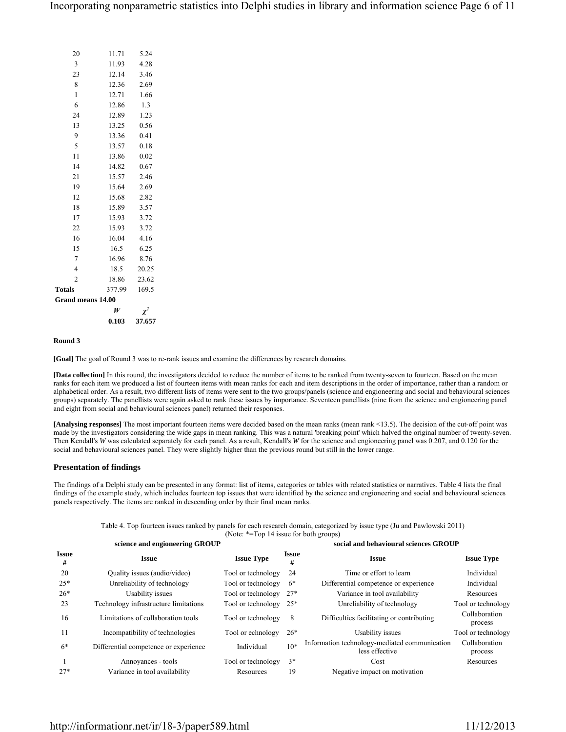| | | |
|---|---|---|
| 20 | 11.71 | 5.24 |
| 3 | 11.93 | 4.28 |
| 23 | 12.14 | 3.46 |
| 8 | 12.36 | 2.69 |
| 1 | 12.71 | 1.66 |
| 6 | 12.86 | 1.3 |
| 24 | 12.89 | 1.23 |
| 13 | 13.25 | 0.56 |
| 9 | 13.36 | 0.41 |
| 5 | 13.57 | 0.18 |
| 11 | 13.86 | 0.02 |
| 14 | 14.82 | 0.67 |
| 21 | 15.57 | 2.46 |
| 19 | 15.64 | 2.69 |
| 12 | 15.68 | 2.82 |
| 18 | 15.89 | 3.57 |
| 17 | 15.93 | 3.72 |
| 22 | 15.93 | 3.72 |
| 16 | 16.04 | 4.16 |
| 15 | 16.5 | 6.25 |
| 7 | 16.96 | 8.76 |
| 4 | 18.5 | 20.25 |
| 2 | 18.86 | 23.62 |
| **Totals** | 377.99 | 169.5 |
| **Grand means 14.00** | | |
| | ***W*** | $\chi^2$ |
| | **0.103** | **37.657** |

**Round 3**

**[Goal]** The goal of Round 3 was to re-rank issues and examine the differences by research domains.

**[Data collection]** In this round, the investigators decided to reduce the number of items to be ranked from twenty-seven to fourteen. Based on the mean ranks for each item we produced a list of fourteen items with mean ranks for each and item descriptions in the order of importance, rather than a random or alphabetical order. As a result, two different lists of items were sent to the two groups/panels (science and engioneering and social and behavioural sciences groups) separately. The panellists were again asked to rank these issues by importance. Seventeen panellists (nine from the science and engioneering panel and eight from social and behavioural sciences panel) returned their responses.

**[Analysing responses]** The most important fourteen items were decided based on the mean ranks (mean rank <13.5). The decision of the cut-off point was made by the investigators considering the wide gaps in mean ranking. This was a natural 'breaking point' which halved the original number of twenty-seven. Then Kendall's *W* was calculated separately for each panel. As a result, Kendall's *W* for the science and engioneering panel was 0.207, and 0.120 for the social and behavioural sciences panel. They were slightly higher than the previous round but still in the lower range.

## Presentation of findings

The findings of a Delphi study can be presented in any format: list of items, categories or tables with related statistics or narratives. Table 4 lists the final findings of the example study, which includes fourteen top issues that were identified by the science and engioneering and social and behavioural sciences panels respectively. The items are ranked in descending order by their final mean ranks.

Table 4. Top fourteen issues ranked by panels for each research domain, categorized by issue type (Ju and Pawlowski 2011)
(Note: *=Top 14 issue for both groups)

| **science and engioneering GROUP** | | | **social and behavioural sciences GROUP** | | |
|---|---|---|---|---|---|
| **Issue #** | **Issue** | **Issue Type** | **Issue #** | **Issue** | **Issue Type** |
| 20 | Quality issues (audio/video) | Tool or technology | 24 | Time or effort to learn | Individual |
| 25* | Unreliability of technology | Tool or technology | 6* | Differential competence or experience | Individual |
| 26* | Usability issues | Tool or technology | 27* | Variance in tool availability | Resources |
| 23 | Technology infrastructure limitations | Tool or technology | 25* | Unreliability of technology | Tool or technology |
| 16 | Limitations of collaboration tools | Tool or technology | 8 | Difficulties facilitating or contributing | Collaboration process |
| 11 | Incompatibility of technologies | Tool or echnology | 26* | Usability issues | Tool or technology |
| 6* | Differential competence or experience | Individual | 10* | Information technology-mediated communication less effective | Collaboration process |
| 1 | Annoyances - tools | Tool or technology | 3* | Cost | Resources |
| 27* | Variance in tool availability | Resources | 19 | Negative impact on motivation | |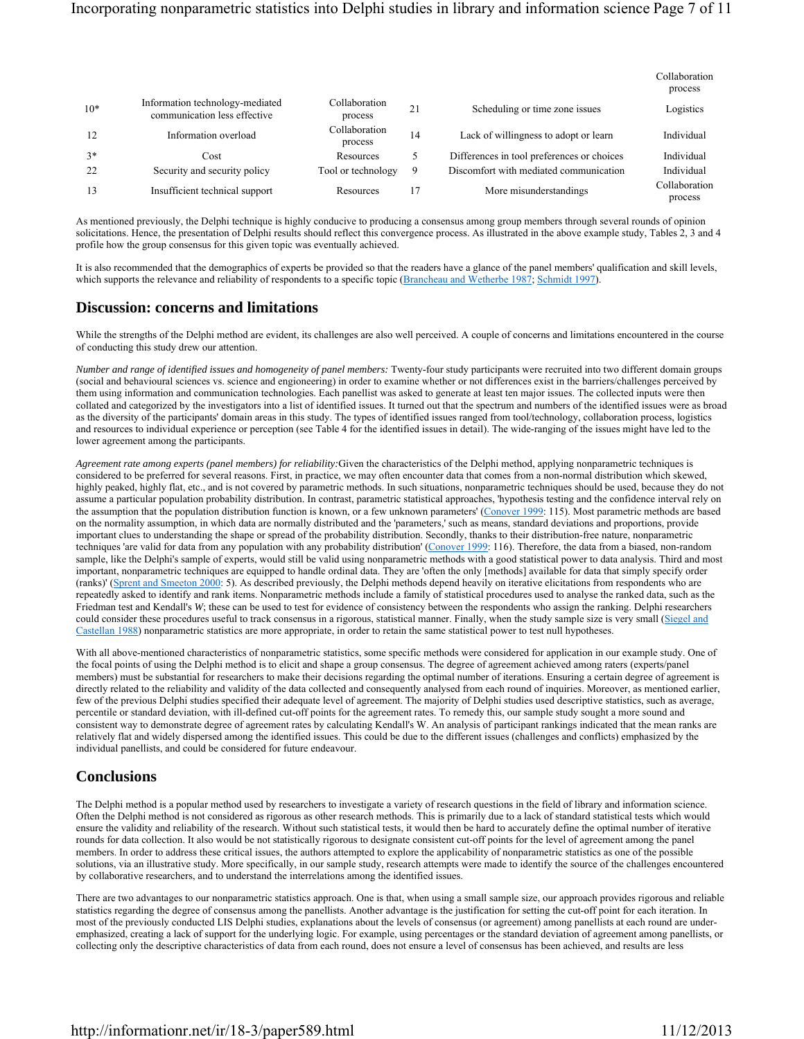| | | | | | Collaboration process |
|---|---|---|---|---|---|
| 10* | Information technology-mediated communication less effective | Collaboration process | 21 | Scheduling or time zone issues | Logistics |
| 12 | Information overload | Collaboration process | 14 | Lack of willingness to adopt or learn | Individual |
| 3* | Cost | Resources | 5 | Differences in tool preferences or choices | Individual |
| 22 | Security and security policy | Tool or technology | 9 | Discomfort with mediated communication | Individual |
| 13 | Insufficient technical support | Resources | 17 | More misunderstandings | Collaboration process |

As mentioned previously, the Delphi technique is highly conducive to producing a consensus among group members through several rounds of opinion solicitations. Hence, the presentation of Delphi results should reflect this convergence process. As illustrated in the above example study, Tables 2, 3 and 4 profile how the group consensus for this given topic was eventually achieved.

It is also recommended that the demographics of experts be provided so that the readers have a glance of the panel members' qualification and skill levels, which supports the relevance and reliability of respondents to a specific topic (Brancheau and Wetherbe 1987; Schmidt 1997).

## Discussion: concerns and limitations

While the strengths of the Delphi method are evident, its challenges are also well perceived. A couple of concerns and limitations encountered in the course of conducting this study drew our attention.

*Number and range of identified issues and homogeneity of panel members:* Twenty-four study participants were recruited into two different domain groups (social and behavioural sciences vs. science and engioneering) in order to examine whether or not differences exist in the barriers/challenges perceived by them using information and communication technologies. Each panellist was asked to generate at least ten major issues. The collected inputs were then collated and categorized by the investigators into a list of identified issues. It turned out that the spectrum and numbers of the identified issues were as broad as the diversity of the participants' domain areas in this study. The types of identified issues ranged from tool/technology, collaboration process, logistics and resources to individual experience or perception (see Table 4 for the identified issues in detail). The wide-ranging of the issues might have led to the lower agreement among the participants.

*Agreement rate among experts (panel members) for reliability:*Given the characteristics of the Delphi method, applying nonparametric techniques is considered to be preferred for several reasons. First, in practice, we may often encounter data that comes from a non-normal distribution which skewed, highly peaked, highly flat, etc., and is not covered by parametric methods. In such situations, nonparametric techniques should be used, because they do not assume a particular population probability distribution. In contrast, parametric statistical approaches, 'hypothesis testing and the confidence interval rely on the assumption that the population distribution function is known, or a few unknown parameters' (Conover 1999: 115). Most parametric methods are based on the normality assumption, in which data are normally distributed and the 'parameters,' such as means, standard deviations and proportions, provide important clues to understanding the shape or spread of the probability distribution. Secondly, thanks to their distribution-free nature, nonparametric techniques 'are valid for data from any population with any probability distribution' (Conover 1999: 116). Therefore, the data from a biased, non-random sample, like the Delphi's sample of experts, would still be valid using nonparametric methods with a good statistical power to data analysis. Third and most important, nonparametric techniques are equipped to handle ordinal data. They are 'often the only [methods] available for data that simply specify order (ranks)' (Sprent and Smeeton 2000: 5). As described previously, the Delphi methods depend heavily on iterative elicitations from respondents who are repeatedly asked to identify and rank items. Nonparametric methods include a family of statistical procedures used to analyse the ranked data, such as the Friedman test and Kendall's *W*; these can be used to test for evidence of consistency between the respondents who assign the ranking. Delphi researchers could consider these procedures useful to track consensus in a rigorous, statistical manner. Finally, when the study sample size is very small (Siegel and Castellan 1988) nonparametric statistics are more appropriate, in order to retain the same statistical power to test null hypotheses.

With all above-mentioned characteristics of nonparametric statistics, some specific methods were considered for application in our example study. One of the focal points of using the Delphi method is to elicit and shape a group consensus. The degree of agreement achieved among raters (experts/panel members) must be substantial for researchers to make their decisions regarding the optimal number of iterations. Ensuring a certain degree of agreement is directly related to the reliability and validity of the data collected and consequently analysed from each round of inquiries. Moreover, as mentioned earlier, few of the previous Delphi studies specified their adequate level of agreement. The majority of Delphi studies used descriptive statistics, such as average, percentile or standard deviation, with ill-defined cut-off points for the agreement rates. To remedy this, our sample study sought a more sound and consistent way to demonstrate degree of agreement rates by calculating Kendall's W. An analysis of participant rankings indicated that the mean ranks are relatively flat and widely dispersed among the identified issues. This could be due to the different issues (challenges and conflicts) emphasized by the individual panellists, and could be considered for future endeavour.

## Conclusions

The Delphi method is a popular method used by researchers to investigate a variety of research questions in the field of library and information science. Often the Delphi method is not considered as rigorous as other research methods. This is primarily due to a lack of standard statistical tests which would ensure the validity and reliability of the research. Without such statistical tests, it would then be hard to accurately define the optimal number of iterative rounds for data collection. It also would be not statistically rigorous to designate consistent cut-off points for the level of agreement among the panel members. In order to address these critical issues, the authors attempted to explore the applicability of nonparametric statistics as one of the possible solutions, via an illustrative study. More specifically, in our sample study, research attempts were made to identify the source of the challenges encountered by collaborative researchers, and to understand the interrelations among the identified issues.

There are two advantages to our nonparametric statistics approach. One is that, when using a small sample size, our approach provides rigorous and reliable statistics regarding the degree of consensus among the panellists. Another advantage is the justification for setting the cut-off point for each iteration. In most of the previously conducted LIS Delphi studies, explanations about the levels of consensus (or agreement) among panellists at each round are under-emphasized, creating a lack of support for the underlying logic. For example, using percentages or the standard deviation of agreement among panellists, or collecting only the descriptive characteristics of data from each round, does not ensure a level of consensus has been achieved, and results are less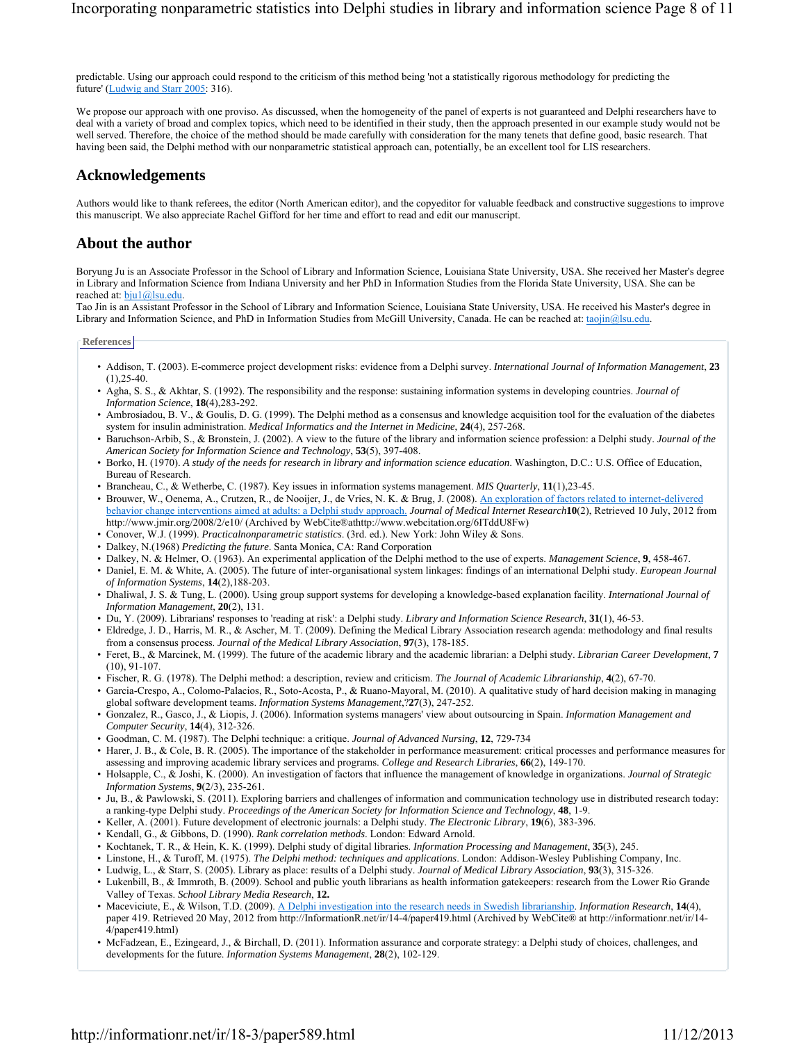predictable. Using our approach could respond to the criticism of this method being 'not a statistically rigorous methodology for predicting the future' (Ludwig and Starr 2005: 316).

We propose our approach with one proviso. As discussed, when the homogeneity of the panel of experts is not guaranteed and Delphi researchers have to deal with a variety of broad and complex topics, which need to be identified in their study, then the approach presented in our example study would not be well served. Therefore, the choice of the method should be made carefully with consideration for the many tenets that define good, basic research. That having been said, the Delphi method with our nonparametric statistical approach can, potentially, be an excellent tool for LIS researchers.

## Acknowledgements

Authors would like to thank referees, the editor (North American editor), and the copyeditor for valuable feedback and constructive suggestions to improve this manuscript. We also appreciate Rachel Gifford for her time and effort to read and edit our manuscript.

## About the author

Boryung Ju is an Associate Professor in the School of Library and Information Science, Louisiana State University, USA. She received her Master's degree in Library and Information Science from Indiana University and her PhD in Information Studies from the Florida State University, USA. She can be reached at: bju1@lsu.edu.
Tao Jin is an Assistant Professor in the School of Library and Information Science, Louisiana State University, USA. He received his Master's degree in Library and Information Science, and PhD in Information Studies from McGill University, Canada. He can be reached at: taojin@lsu.edu.

### References

- Addison, T. (2003). E-commerce project development risks: evidence from a Delphi survey. *International Journal of Information Management*, **23** (1),25-40.
- Agha, S. S., & Akhtar, S. (1992). The responsibility and the response: sustaining information systems in developing countries. *Journal of Information Science*, **18**(4),283-292.
- Ambrosiadou, B. V., & Goulis, D. G. (1999). The Delphi method as a consensus and knowledge acquisition tool for the evaluation of the diabetes system for insulin administration. *Medical Informatics and the Internet in Medicine*, **24**(4), 257-268.
- Baruchson-Arbib, S., & Bronstein, J. (2002). A view to the future of the library and information science profession: a Delphi study. *Journal of the American Society for Information Science and Technology*, **53**(5), 397-408.
- Borko, H. (1970). *A study of the needs for research in library and information science education*. Washington, D.C.: U.S. Office of Education, Bureau of Research.
- Brancheau, C., & Wetherbe, C. (1987). Key issues in information systems management. *MIS Quarterly*, **11**(1),23-45.
- Brouwer, W., Oenema, A., Crutzen, R., de Nooijer, J., de Vries, N. K. & Brug, J. (2008). An exploration of factors related to internet-delivered behavior change interventions aimed at adults: a Delphi study approach. *Journal of Medical Internet Research* **10**(2), Retrieved 10 July, 2012 from http://www.jmir.org/2008/2/e10/ (Archived by WebCite®athttp://www.webcitation.org/6ITddU8Fw)
- Conover, W.J. (1999). *Practicalnonparametric statistics*. (3rd. ed.). New York: John Wiley & Sons.
- Dalkey, N.(1968) *Predicting the future*. Santa Monica, CA: Rand Corporation
- Dalkey, N. & Helmer, O. (1963). An experimental application of the Delphi method to the use of experts. *Management Science*, **9**, 458-467.
- Daniel, E. M. & White, A. (2005). The future of inter-organisational system linkages: findings of an international Delphi study. *European Journal of Information Systems*, **14**(2),188-203.
- Dhaliwal, J. S. & Tung, L. (2000). Using group support systems for developing a knowledge-based explanation facility. *International Journal of Information Management*, **20**(2), 131.
- Du, Y. (2009). Librarians' responses to 'reading at risk': a Delphi study. *Library and Information Science Research*, **31**(1), 46-53.
- Eldredge, J. D., Harris, M. R., & Ascher, M. T. (2009). Defining the Medical Library Association research agenda: methodology and final results from a consensus process. *Journal of the Medical Library Association*, **97**(3), 178-185.
- Feret, B., & Marcinek, M. (1999). The future of the academic library and the academic librarian: a Delphi study. *Librarian Career Development*, **7** (10), 91-107.
- Fischer, R. G. (1978). The Delphi method: a description, review and criticism. *The Journal of Academic Librarianship*, **4**(2), 67-70.
- Garcia-Crespo, A., Colomo-Palacios, R., Soto-Acosta, P., & Ruano-Mayoral, M. (2010). A qualitative study of hard decision making in managing global software development teams. *Information Systems Management*,?**27**(3), 247-252.
- Gonzalez, R., Gasco, J., & Liopis, J. (2006). Information systems managers' view about outsourcing in Spain. *Information Management and Computer Security*, **14**(4), 312-326.
- Goodman, C. M. (1987). The Delphi technique: a critique. *Journal of Advanced Nursing*, **12**, 729-734
- Harer, J. B., & Cole, B. R. (2005). The importance of the stakeholder in performance measurement: critical processes and performance measures for assessing and improving academic library services and programs. *College and Research Libraries*, **66**(2), 149-170.
- Holsapple, C., & Joshi, K. (2000). An investigation of factors that influence the management of knowledge in organizations. *Journal of Strategic Information Systems*, **9**(2/3), 235-261.
- Ju, B., & Pawlowski, S. (2011). Exploring barriers and challenges of information and communication technology use in distributed research today: a ranking-type Delphi study. *Proceedings of the American Society for Information Science and Technology*, **48**, 1-9.
- Keller, A. (2001). Future development of electronic journals: a Delphi study. *The Electronic Library*, **19**(6), 383-396.
- Kendall, G., & Gibbons, D. (1990). *Rank correlation methods*. London: Edward Arnold.
- Kochtanek, T. R., & Hein, K. K. (1999). Delphi study of digital libraries. *Information Processing and Management*, **35**(3), 245.
- Linstone, H., & Turoff, M. (1975). *The Delphi method: techniques and applications*. London: Addison-Wesley Publishing Company, Inc.
- Ludwig, L., & Starr, S. (2005). Library as place: results of a Delphi study. *Journal of Medical Library Association*, **93**(3), 315-326.
- Lukenbill, B., & Immroth, B. (2009). School and public youth librarians as health information gatekeepers: research from the Lower Rio Grande Valley of Texas. *School Library Media Research*, **12.**
- Maceviciute, E., & Wilson, T.D. (2009). A Delphi investigation into the research needs in Swedish librarianship. *Information Research*, **14**(4), paper 419. Retrieved 20 May, 2012 from http://InformationR.net/ir/14-4/paper419.html (Archived by WebCite® at http://informationr.net/ir/14-4/paper419.html)
- McFadzean, E., Ezingeard, J., & Birchall, D. (2011). Information assurance and corporate strategy: a Delphi study of choices, challenges, and developments for the future. *Information Systems Management*, **28**(2), 102-129.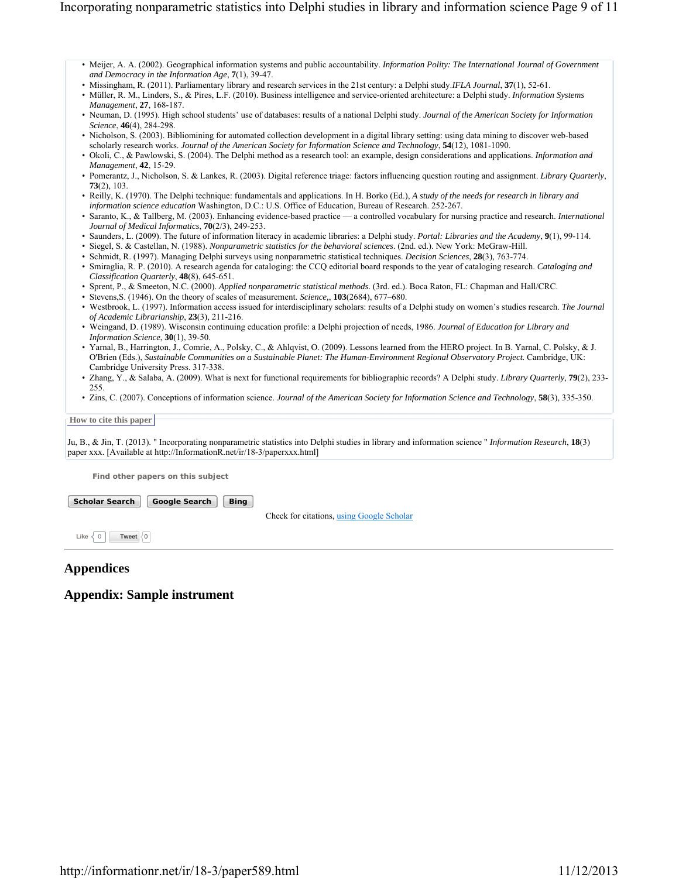- Meijer, A. A. (2002). Geographical information systems and public accountability. *Information Polity: The International Journal of Government and Democracy in the Information Age*, **7**(1), 39-47.
- Missingham, R. (2011). Parliamentary library and research services in the 21st century: a Delphi study.*IFLA Journal*, **37**(1), 52-61.
- Müller, R. M., Linders, S., & Pires, L.F. (2010). Business intelligence and service-oriented architecture: a Delphi study. *Information Systems Management*, **27**, 168-187.
- Neuman, D. (1995). High school students' use of databases: results of a national Delphi study. *Journal of the American Society for Information Science*, **46**(4), 284-298.
- Nicholson, S. (2003). Bibliomining for automated collection development in a digital library setting: using data mining to discover web-based scholarly research works. *Journal of the American Society for Information Science and Technology*, **54**(12), 1081-1090.
- Okoli, C., & Pawlowski, S. (2004). The Delphi method as a research tool: an example, design considerations and applications. *Information and Management*, **42**, 15-29.
- Pomerantz, J., Nicholson, S. & Lankes, R. (2003). Digital reference triage: factors influencing question routing and assignment. *Library Quarterly*, **73**(2), 103.
- Reilly, K. (1970). The Delphi technique: fundamentals and applications. In H. Borko (Ed.), *A study of the needs for research in library and information science education* Washington, D.C.: U.S. Office of Education, Bureau of Research. 252-267.
- Saranto, K., & Tallberg, M. (2003). Enhancing evidence-based practice — a controlled vocabulary for nursing practice and research. *International Journal of Medical Informatics*, **70**(2/3), 249-253.
- Saunders, L. (2009). The future of information literacy in academic libraries: a Delphi study. *Portal: Libraries and the Academy*, **9**(1), 99-114.
- Siegel, S. & Castellan, N. (1988). *Nonparametric statistics for the behavioral sciences*. (2nd. ed.). New York: McGraw-Hill.
- Schmidt, R. (1997). Managing Delphi surveys using nonparametric statistical techniques. *Decision Sciences*, **28**(3), 763-774.
- Smiraglia, R. P. (2010). A research agenda for cataloging: the CCQ editorial board responds to the year of cataloging research. *Cataloging and Classification Quarterly*, **48**(8), 645-651.
- Sprent, P., & Smeeton, N.C. (2000). *Applied nonparametric statistical methods*. (3rd. ed.). Boca Raton, FL: Chapman and Hall/CRC.
- Stevens,S. (1946). On the theory of scales of measurement. *Science*,, **103**(2684), 677–680.
- Westbrook, L. (1997). Information access issued for interdisciplinary scholars: results of a Delphi study on women's studies research. *The Journal of Academic Librarianship*, **23**(3), 211-216.
- Weingand, D. (1989). Wisconsin continuing education profile: a Delphi projection of needs, 1986. *Journal of Education for Library and Information Science*, **30**(1), 39-50.
- Yarnal, B., Harrington, J., Comrie, A., Polsky, C., & Ahlqvist, O. (2009). Lessons learned from the HERO project. In B. Yarnal, C. Polsky, & J. O'Brien (Eds.), *Sustainable Communities on a Sustainable Planet: The Human-Environment Regional Observatory Project.* Cambridge, UK: Cambridge University Press. 317-338.
- Zhang, Y., & Salaba, A. (2009). What is next for functional requirements for bibliographic records? A Delphi study. *Library Quarterly*, **79**(2), 233-255.
- Zins, C. (2007). Conceptions of information science. *Journal of the American Society for Information Science and Technology*, **58**(3), 335-350.

**How to cite this paper**

Ju, B., & Jin, T. (2013). " Incorporating nonparametric statistics into Delphi studies in library and information science " *Information Research*, **18**(3) paper xxx. [Available at http://InformationR.net/ir/18-3/paperxxx.html]

Find other papers on this subject

Scholar Search | Google Search | Bing

Check for citations, using Google Scholar

## Appendices

## Appendix: Sample instrument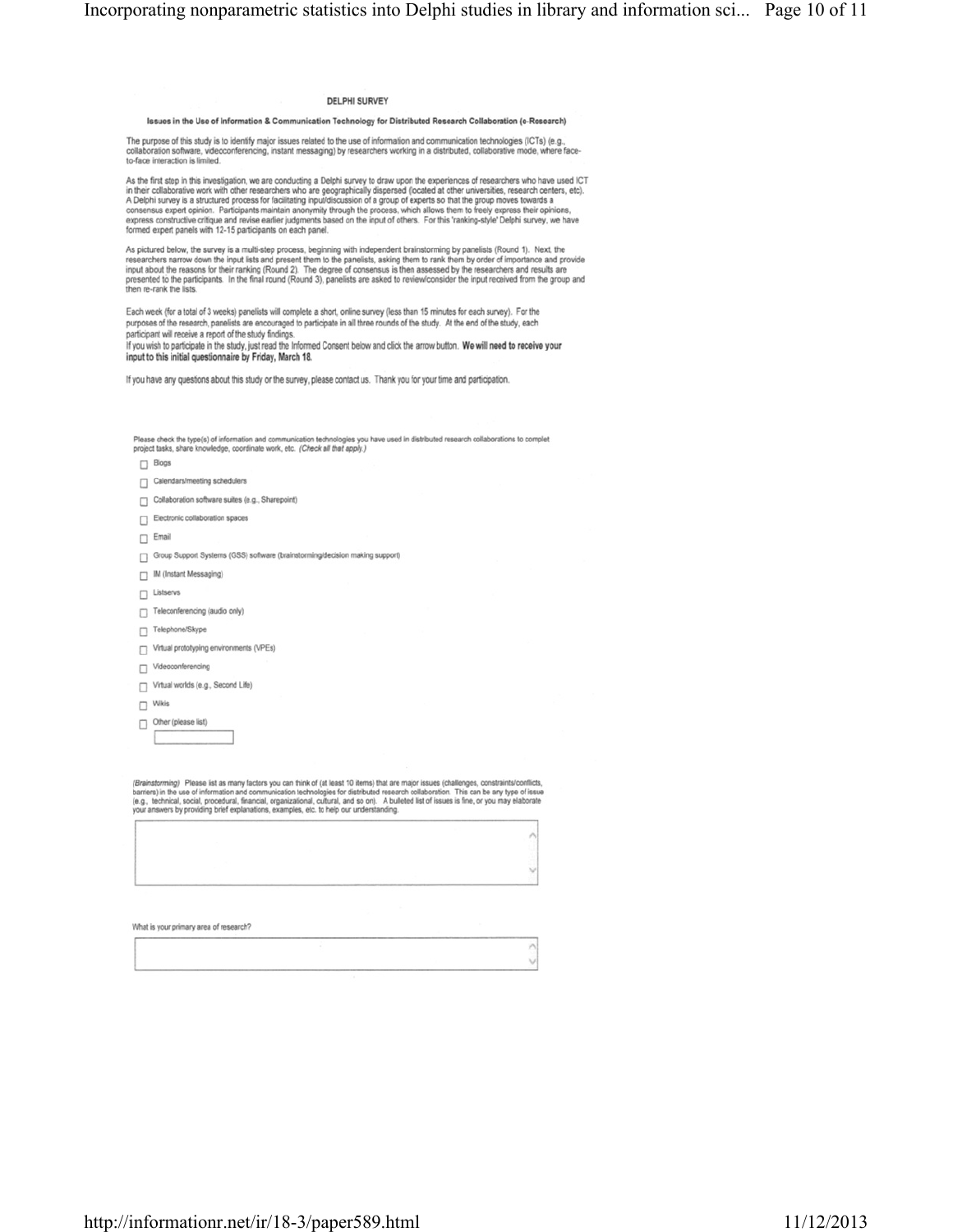## DELPHI SURVEY

**Issues in the Use of Information & Communication Technology for Distributed Research Collaboration (e-Research)**

The purpose of this study is to identify major issues related to the use of information and communication technologies (ICTs) (e.g., collaboration software, videoconferencing, instant messaging) by researchers working in a distributed, collaborative mode, where face-to-face interaction is limited.

As the first step in this investigation, we are conducting a Delphi survey to draw upon the experiences of researchers who have used ICT in their collaborative work with other researchers who are geographically dispersed (located at other universities, research centers, etc). A Delphi survey is a structured process for facilitating input/discussion of a group of experts so that the group moves towards a consensus expert opinion. Participants maintain anonymity through the process, which allows them to freely express their opinions, express constructive critique and revise earlier judgments based on the input of others. For this 'ranking-style' Delphi survey, we have formed expert panels with 12-15 participants on each panel.

As pictured below, the survey is a multi-step process, beginning with independent brainstorming by panelists (Round 1). Next, the researchers narrow down the input lists and present them to the panelists, asking them to rank them by order of importance and provide input about the reasons for their ranking (Round 2). The degree of consensus is then assessed by the researchers and results are presented to the participants. In the final round (Round 3), panelists are asked to review/consider the input received from the group and then re-rank the lists.

Each week (for a total of 3 weeks) panelists will complete a short, online survey (less than 15 minutes for each survey). For the purposes of the research, panelists are encouraged to participate in all three rounds of the study. At the end of the study, each participant will receive a report of the study findings.
If you wish to participate in the study, just read the Informed Consent below and click the arrow button. **We will need to receive your input to this initial questionnaire by Friday, March 18.**

If you have any questions about this study or the survey, please contact us. Thank you for your time and participation.

Please check the type(s) of information and communication technologies you have used in distributed research collaborations to complet project tasks, share knowledge, coordinate work, etc. *(Check all that apply.)*

- ☐ Blogs
- ☐ Calendars/meeting schedulers
- ☐ Collaboration software suites (e.g., Sharepoint)
- ☐ Electronic collaboration spaces
- ☐ Email
- ☐ Group Support Systems (GSS) software (brainstorming/decision making support)
- ☐ IM (Instant Messaging)
- ☐ Listservs
- ☐ Teleconferencing (audio only)
- ☐ Telephone/Skype
- ☐ Virtual prototyping environments (VPEs)
- ☐ Videoconferencing
- ☐ Virtual worlds (e.g., Second Life)
- ☐ Wikis
- ☐ Other (please list)

*(Brainstorming)* Please list as many factors you can think of (at least 10 items) that are major issues (challenges, constraints/conflicts, barriers) in the use of information and communication technologies for distributed research collaboration. This can be any type of issue (e.g., technical, social, procedural, financial, organizational, cultural, and so on). A bulleted list of issues is fine, or you may elaborate your answers by providing brief explanations, examples, etc. to help our understanding.

What is your primary area of research?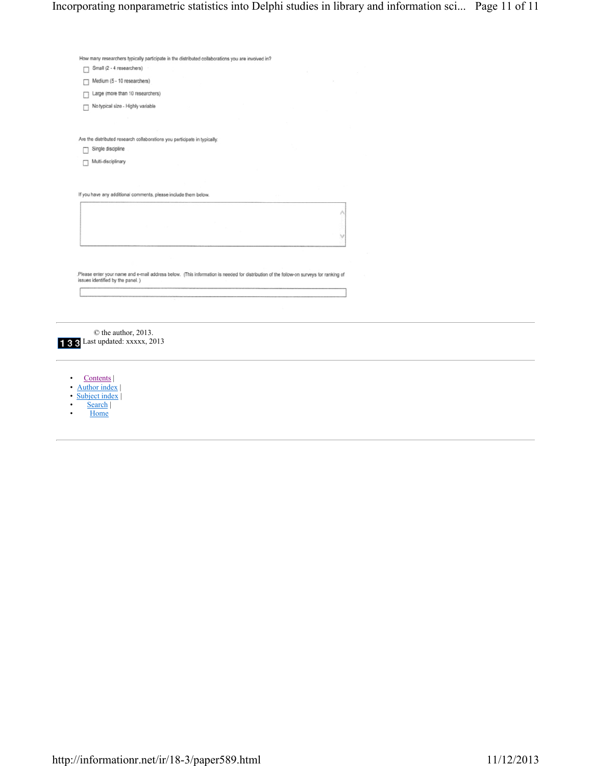How many researchers typically participate in the distributed collaborations you are involved in?

- [ ] Small (2 - 4 researchers)
- [ ] Medium (5 - 10 researchers)
- [ ] Large (more than 10 researchers)
- [ ] No typical size - Highly variable

Are the distributed research collaborations you participate in typically:

- [ ] Single discipline
- [ ] Multi-disciplinary

If you have any additional comments, please include them below.

Please enter your name and e-mail address below. (This information is needed for distribution of the follow-on surveys for ranking of issues identified by the panel.)

---

© the author, 2013.
Last updated: xxxxx, 2013

---

- Contents |
- Author index |
- Subject index |
- Search |
- Home